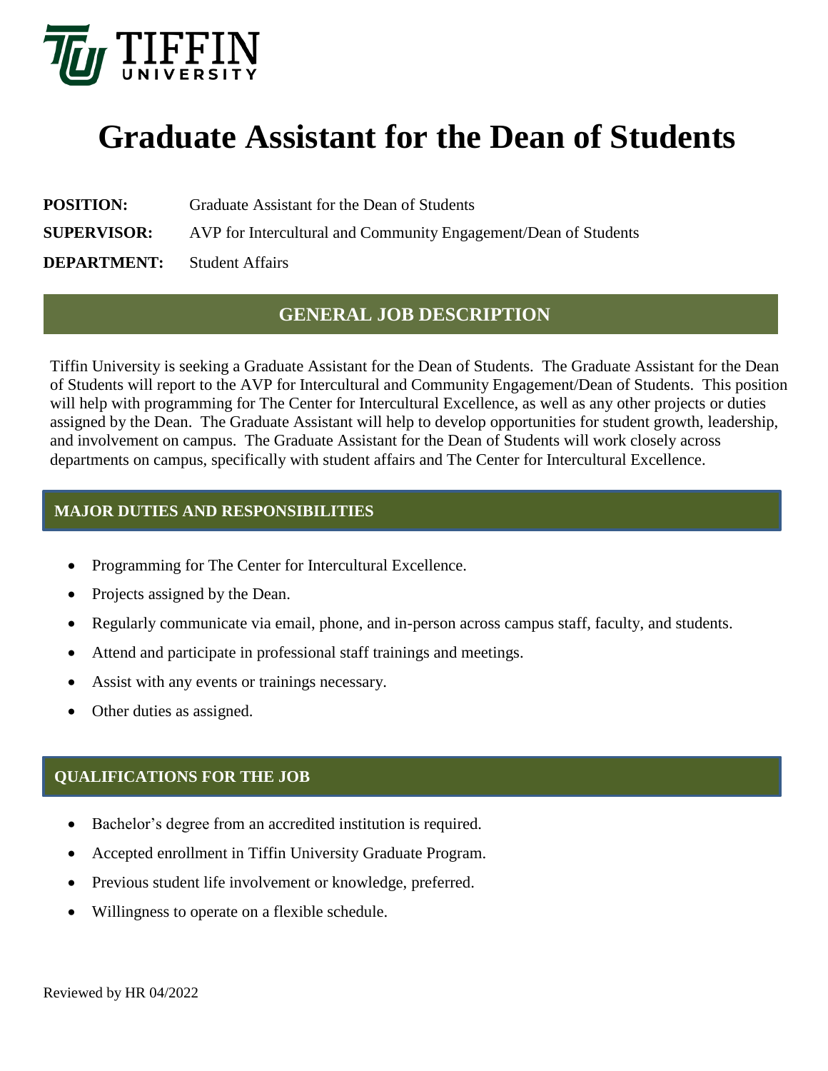TIFFIN UNIVERSITY

# Graduate Assistant for the Dean of Students

**POSITION:** Graduate Assistant for the Dean of Students

**SUPERVISOR:** AVP for Intercultural and Community Engagement/Dean of Students

**DEPARTMENT:** Student Affairs

## GENERAL JOB DESCRIPTION

Tiffin University is seeking a Graduate Assistant for the Dean of Students. The Graduate Assistant for the Dean of Students will report to the AVP for Intercultural and Community Engagement/Dean of Students. This position will help with programming for The Center for Intercultural Excellence, as well as any other projects or duties assigned by the Dean. The Graduate Assistant will help to develop opportunities for student growth, leadership, and involvement on campus. The Graduate Assistant for the Dean of Students will work closely across departments on campus, specifically with student affairs and The Center for Intercultural Excellence.

## MAJOR DUTIES AND RESPONSIBILITIES

- Programming for The Center for Intercultural Excellence.
- Projects assigned by the Dean.
- Regularly communicate via email, phone, and in-person across campus staff, faculty, and students.
- Attend and participate in professional staff trainings and meetings.
- Assist with any events or trainings necessary.
- Other duties as assigned.

## QUALIFICATIONS FOR THE JOB

- Bachelor's degree from an accredited institution is required.
- Accepted enrollment in Tiffin University Graduate Program.
- Previous student life involvement or knowledge, preferred.
- Willingness to operate on a flexible schedule.

Reviewed by HR 04/2022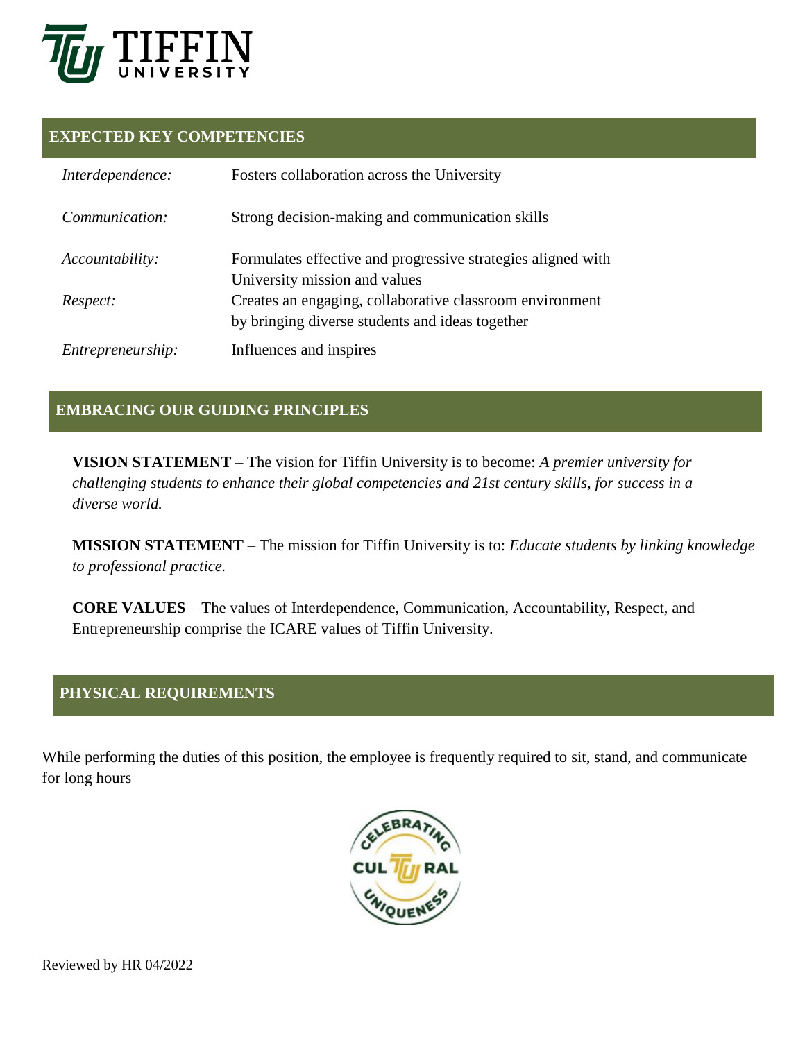## EXPECTED KEY COMPETENCIES

| | |
|---|---|
| *Interdependence:* | Fosters collaboration across the University |
| *Communication:* | Strong decision-making and communication skills |
| *Accountability:* | Formulates effective and progressive strategies aligned with University mission and values |
| *Respect:* | Creates an engaging, collaborative classroom environment by bringing diverse students and ideas together |
| *Entrepreneurship:* | Influences and inspires |

## EMBRACING OUR GUIDING PRINCIPLES

**VISION STATEMENT** – The vision for Tiffin University is to become: *A premier university for challenging students to enhance their global competencies and 21st century skills, for success in a diverse world.*

**MISSION STATEMENT** – The mission for Tiffin University is to: *Educate students by linking knowledge to professional practice.*

**CORE VALUES** – The values of Interdependence, Communication, Accountability, Respect, and Entrepreneurship comprise the ICARE values of Tiffin University.

## PHYSICAL REQUIREMENTS

While performing the duties of this position, the employee is frequently required to sit, stand, and communicate for long hours

Reviewed by HR 04/2022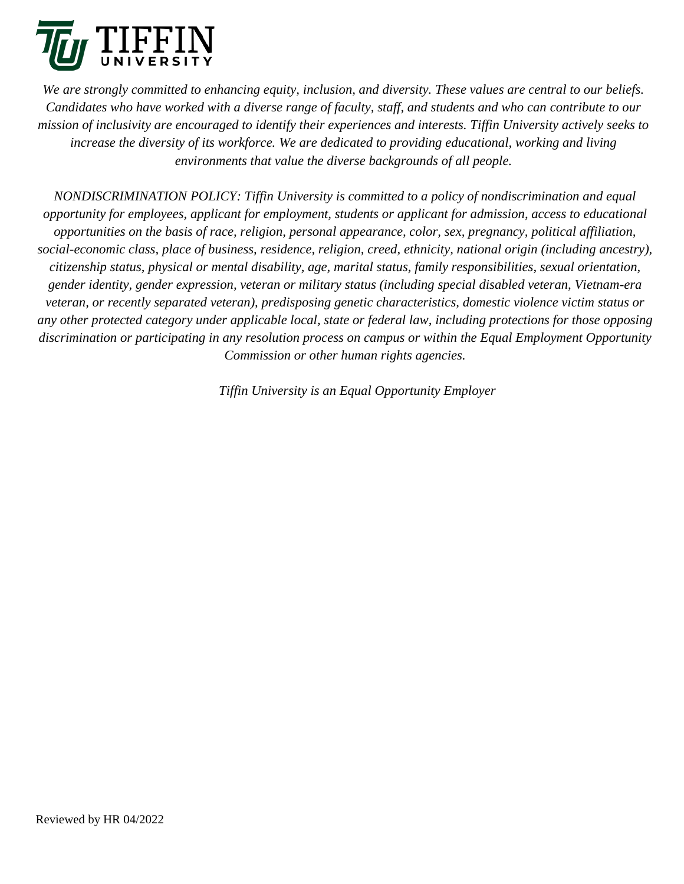*We are strongly committed to enhancing equity, inclusion, and diversity. These values are central to our beliefs. Candidates who have worked with a diverse range of faculty, staff, and students and who can contribute to our mission of inclusivity are encouraged to identify their experiences and interests. Tiffin University actively seeks to increase the diversity of its workforce. We are dedicated to providing educational, working and living environments that value the diverse backgrounds of all people.*

*NONDISCRIMINATION POLICY: Tiffin University is committed to a policy of nondiscrimination and equal opportunity for employees, applicant for employment, students or applicant for admission, access to educational opportunities on the basis of race, religion, personal appearance, color, sex, pregnancy, political affiliation, social-economic class, place of business, residence, religion, creed, ethnicity, national origin (including ancestry), citizenship status, physical or mental disability, age, marital status, family responsibilities, sexual orientation, gender identity, gender expression, veteran or military status (including special disabled veteran, Vietnam-era veteran, or recently separated veteran), predisposing genetic characteristics, domestic violence victim status or any other protected category under applicable local, state or federal law, including protections for those opposing discrimination or participating in any resolution process on campus or within the Equal Employment Opportunity Commission or other human rights agencies.*

*Tiffin University is an Equal Opportunity Employer*

Reviewed by HR 04/2022